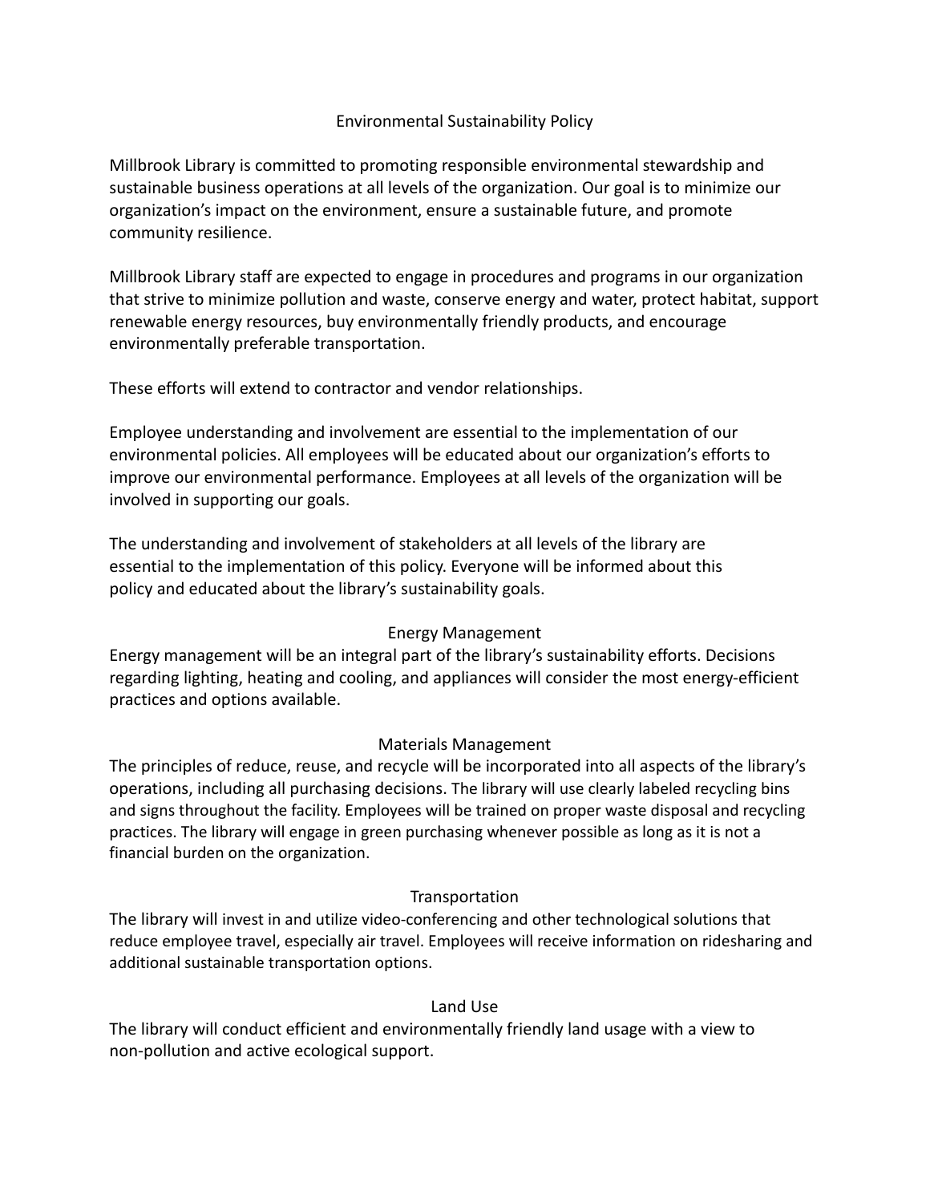# Environmental Sustainability Policy

Millbrook Library is committed to promoting responsible environmental stewardship and sustainable business operations at all levels of the organization. Our goal is to minimize our organization's impact on the environment, ensure a sustainable future, and promote community resilience.

Millbrook Library staff are expected to engage in procedures and programs in our organization that strive to minimize pollution and waste, conserve energy and water, protect habitat, support renewable energy resources, buy environmentally friendly products, and encourage environmentally preferable transportation.

These efforts will extend to contractor and vendor relationships.

Employee understanding and involvement are essential to the implementation of our environmental policies. All employees will be educated about our organization's efforts to improve our environmental performance. Employees at all levels of the organization will be involved in supporting our goals.

The understanding and involvement of stakeholders at all levels of the library are essential to the implementation of this policy. Everyone will be informed about this policy and educated about the library's sustainability goals.

## Energy Management

Energy management will be an integral part of the library's sustainability efforts. Decisions regarding lighting, heating and cooling, and appliances will consider the most energy-efficient practices and options available.

## Materials Management

The principles of reduce, reuse, and recycle will be incorporated into all aspects of the library's operations, including all purchasing decisions. The library will use clearly labeled recycling bins and signs throughout the facility. Employees will be trained on proper waste disposal and recycling practices. The library will engage in green purchasing whenever possible as long as it is not a financial burden on the organization.

## Transportation

The library will invest in and utilize video-conferencing and other technological solutions that reduce employee travel, especially air travel. Employees will receive information on ridesharing and additional sustainable transportation options.

## Land Use

The library will conduct efficient and environmentally friendly land usage with a view to non-pollution and active ecological support.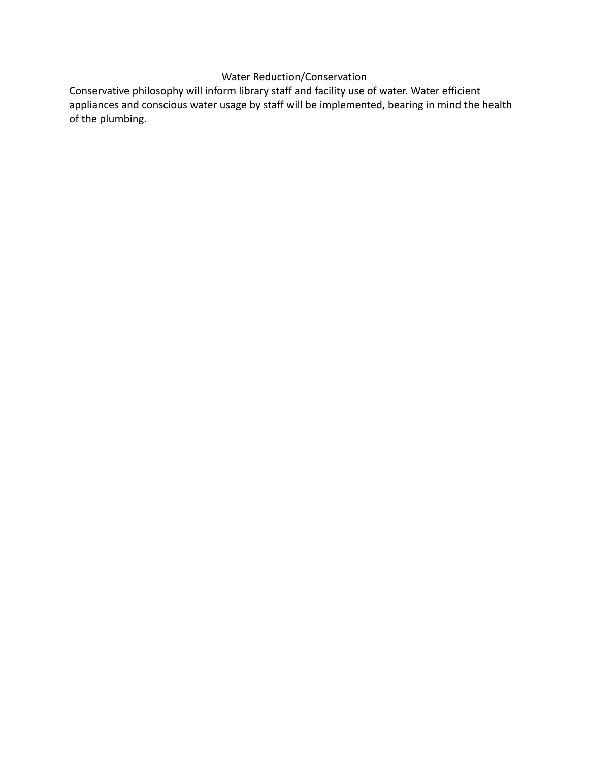## Water Reduction/Conservation

Conservative philosophy will inform library staff and facility use of water. Water efficient appliances and conscious water usage by staff will be implemented, bearing in mind the health of the plumbing.